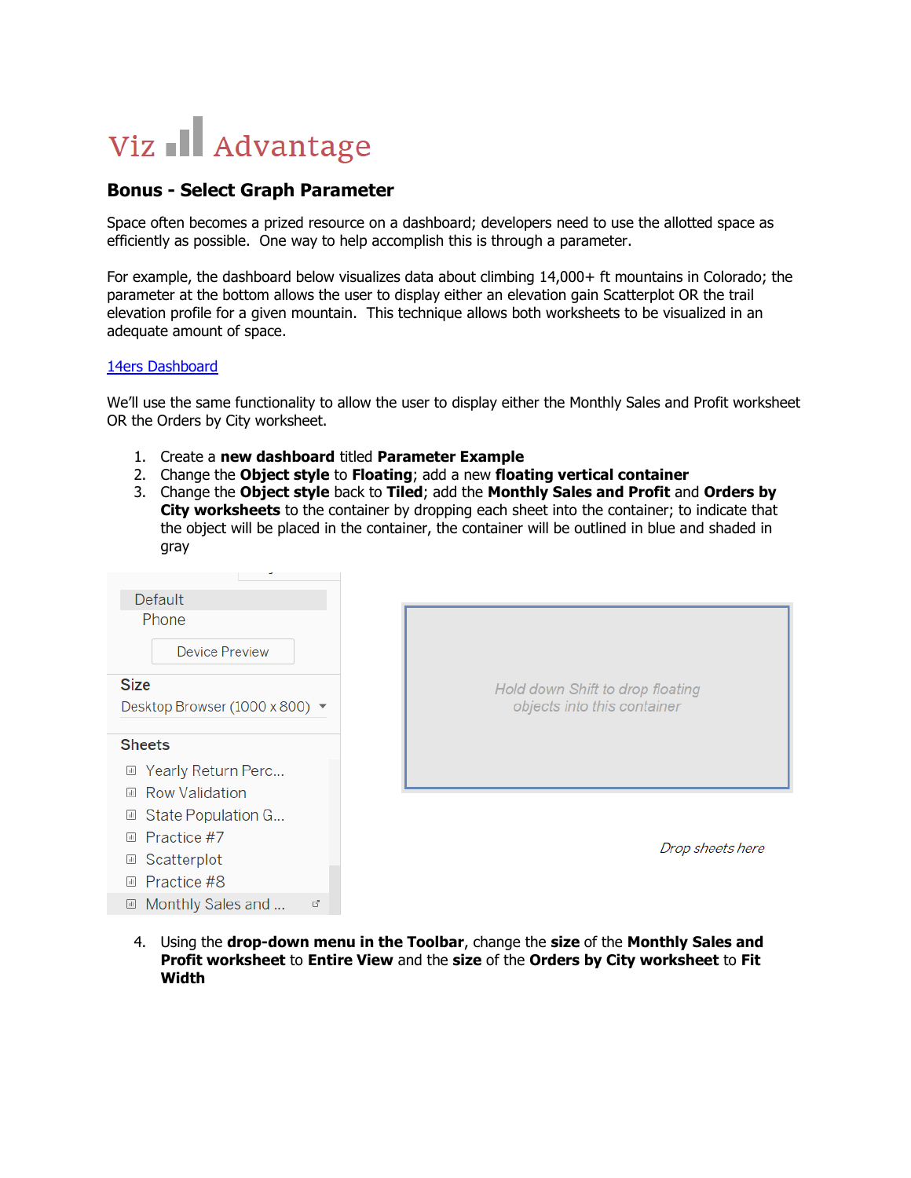# Viz Advantage

## Bonus - Select Graph Parameter

Space often becomes a prized resource on a dashboard; developers need to use the allotted space as efficiently as possible. One way to help accomplish this is through a parameter.

For example, the dashboard below visualizes data about climbing 14,000+ ft mountains in Colorado; the parameter at the bottom allows the user to display either an elevation gain Scatterplot OR the trail elevation profile for a given mountain. This technique allows both worksheets to be visualized in an adequate amount of space.

14ers Dashboard

We'll use the same functionality to allow the user to display either the Monthly Sales and Profit worksheet OR the Orders by City worksheet.

1. Create a **new dashboard** titled **Parameter Example**
2. Change the **Object style** to **Floating**; add a new **floating vertical container**
3. Change the **Object style** back to **Tiled**; add the **Monthly Sales and Profit** and **Orders by City worksheets** to the container by dropping each sheet into the container; to indicate that the object will be placed in the container, the container will be outlined in blue and shaded in gray

Default
Phone
Device Preview

Size
Desktop Browser (1000 x 800)

Sheets
Yearly Return Perc...
Row Validation
State Population G...
Practice #7
Scatterplot
Practice #8
Monthly Sales and ...

Hold down Shift to drop floating objects into this container

*Drop sheets here*

4. Using the **drop-down menu in the Toolbar**, change the **size** of the **Monthly Sales and Profit worksheet** to **Entire View** and the **size** of the **Orders by City worksheet** to **Fit Width**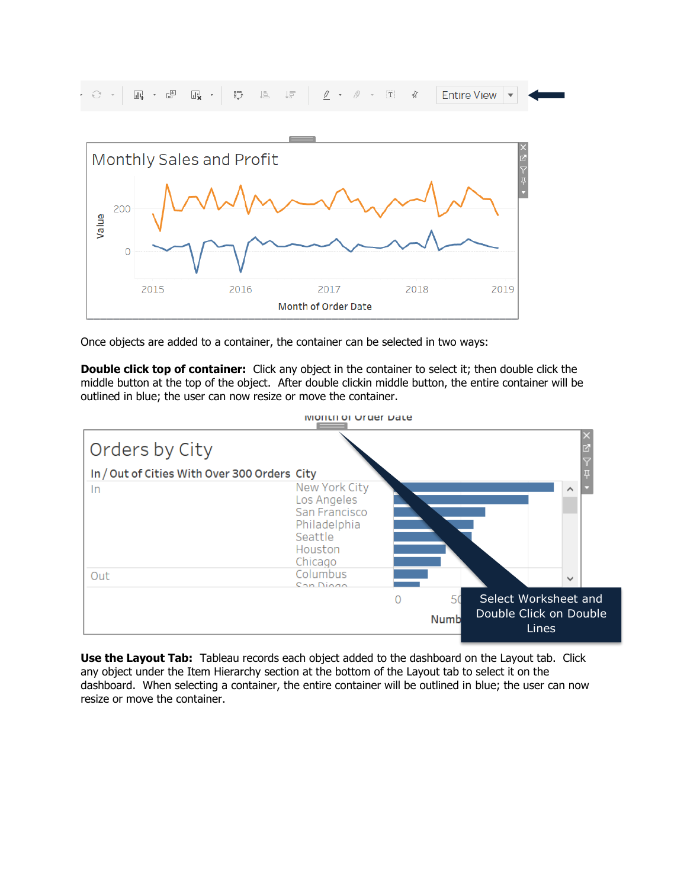Once objects are added to a container, the container can be selected in two ways:

**Double click top of container:** Click any object in the container to select it; then double click the middle button at the top of the object. After double clickin middle button, the entire container will be outlined in blue; the user can now resize or move the container.

**Use the Layout Tab:** Tableau records each object added to the dashboard on the Layout tab. Click any object under the Item Hierarchy section at the bottom of the Layout tab to select it on the dashboard. When selecting a container, the entire container will be outlined in blue; the user can now resize or move the container.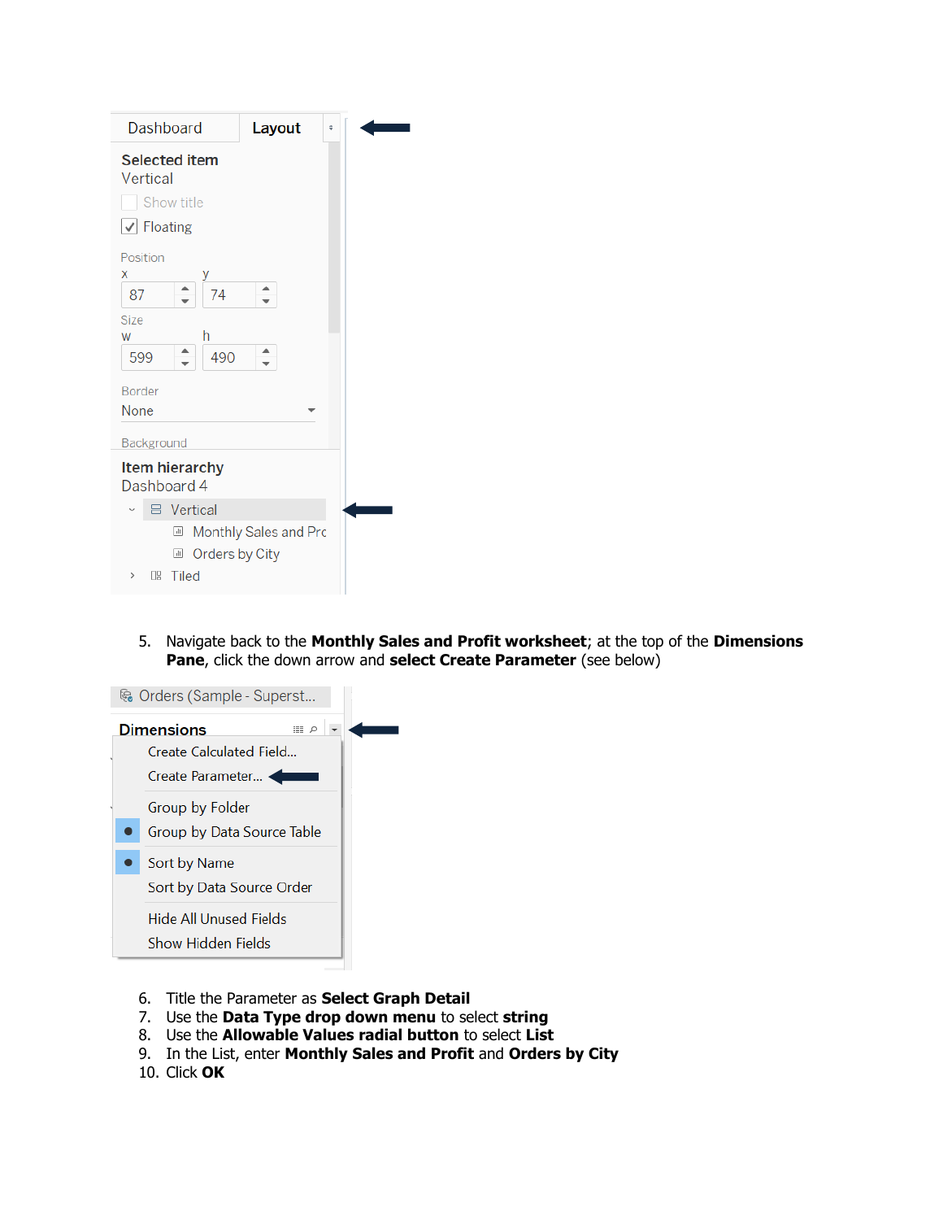5. Navigate back to the **Monthly Sales and Profit worksheet**; at the top of the **Dimensions Pane**, click the down arrow and **select Create Parameter** (see below)

6. Title the Parameter as **Select Graph Detail**
7. Use the **Data Type drop down menu** to select **string**
8. Use the **Allowable Values radial button** to select **List**
9. In the List, enter **Monthly Sales and Profit** and **Orders by City**
10. Click **OK**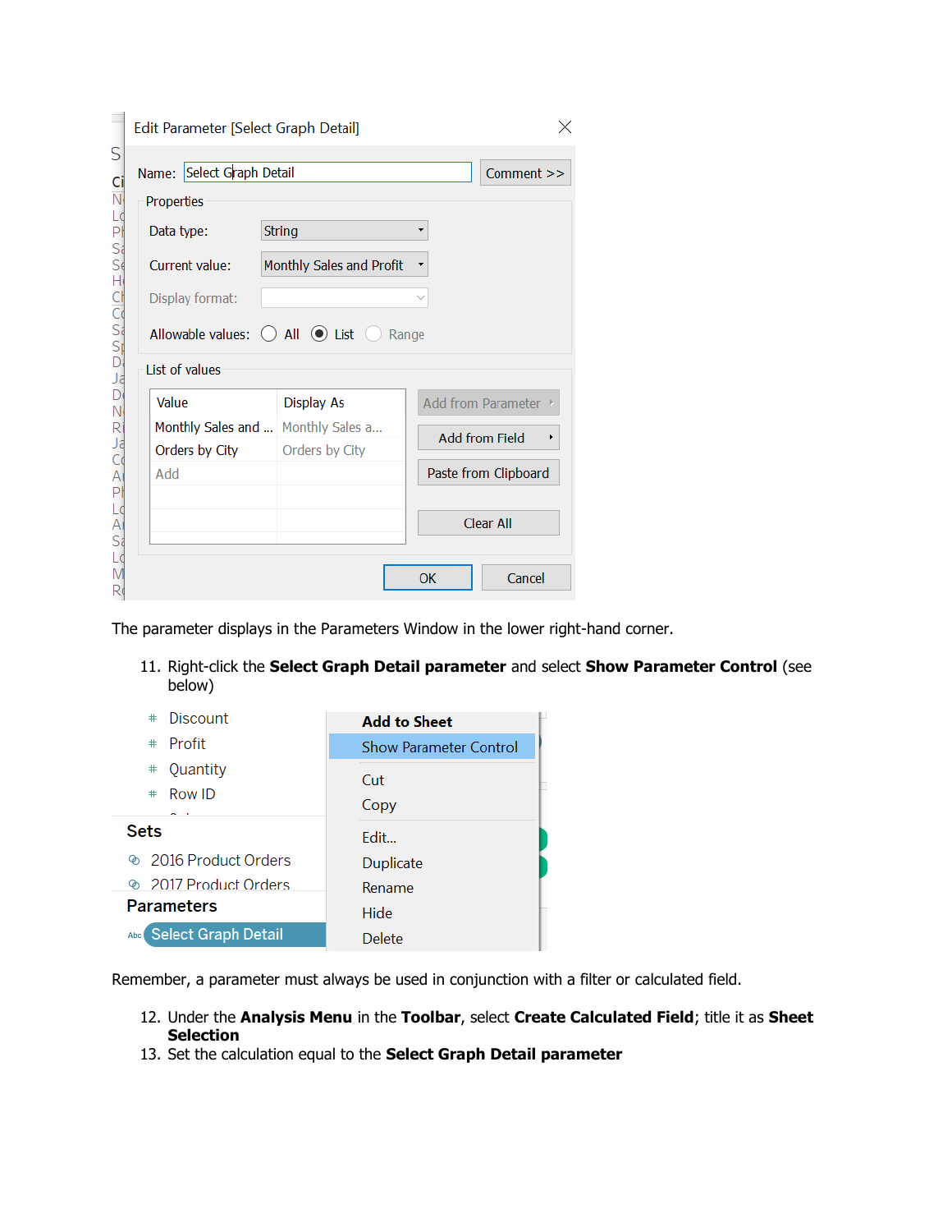The parameter displays in the Parameters Window in the lower right-hand corner.

11. Right-click the **Select Graph Detail parameter** and select **Show Parameter Control** (see below)

Remember, a parameter must always be used in conjunction with a filter or calculated field.

12. Under the **Analysis Menu** in the **Toolbar**, select **Create Calculated Field**; title it as **Sheet Selection**
13. Set the calculation equal to the **Select Graph Detail parameter**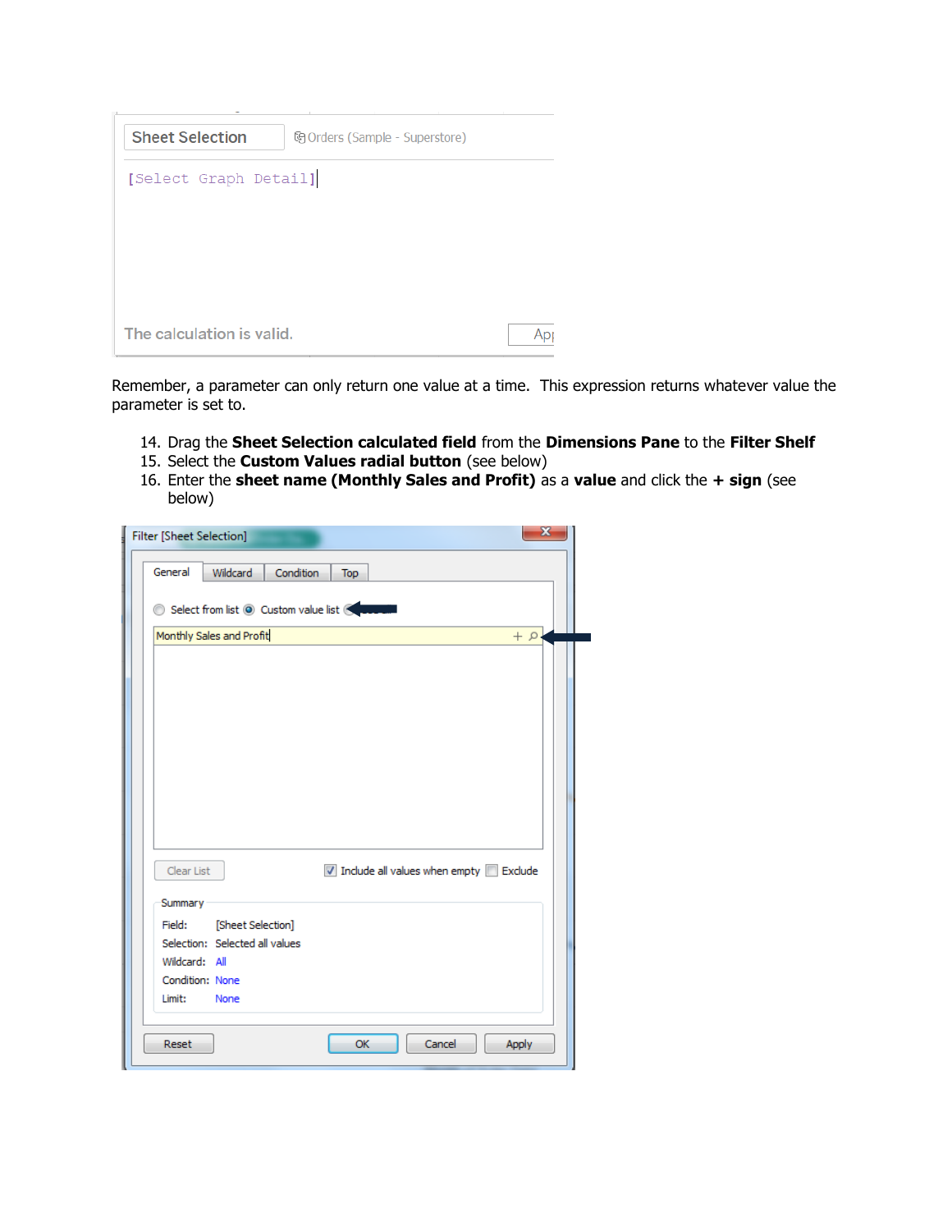Remember, a parameter can only return one value at a time. This expression returns whatever value the parameter is set to.

14. Drag the **Sheet Selection calculated field** from the **Dimensions Pane** to the **Filter Shelf**
15. Select the **Custom Values radial button** (see below)
16. Enter the **sheet name (Monthly Sales and Profit)** as a **value** and click the **+ sign** (see below)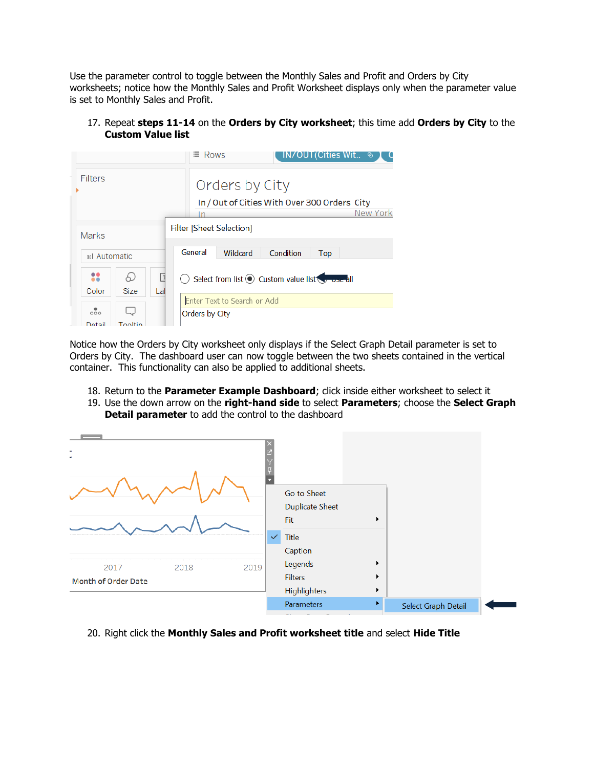Use the parameter control to toggle between the Monthly Sales and Profit and Orders by City worksheets; notice how the Monthly Sales and Profit Worksheet displays only when the parameter value is set to Monthly Sales and Profit.

17. Repeat **steps 11-14** on the **Orders by City worksheet**; this time add **Orders by City** to the **Custom Value list**

Notice how the Orders by City worksheet only displays if the Select Graph Detail parameter is set to Orders by City. The dashboard user can now toggle between the two sheets contained in the vertical container. This functionality can also be applied to additional sheets.

18. Return to the **Parameter Example Dashboard**; click inside either worksheet to select it
19. Use the down arrow on the **right-hand side** to select **Parameters**; choose the **Select Graph Detail parameter** to add the control to the dashboard

20. Right click the **Monthly Sales and Profit worksheet title** and select **Hide Title**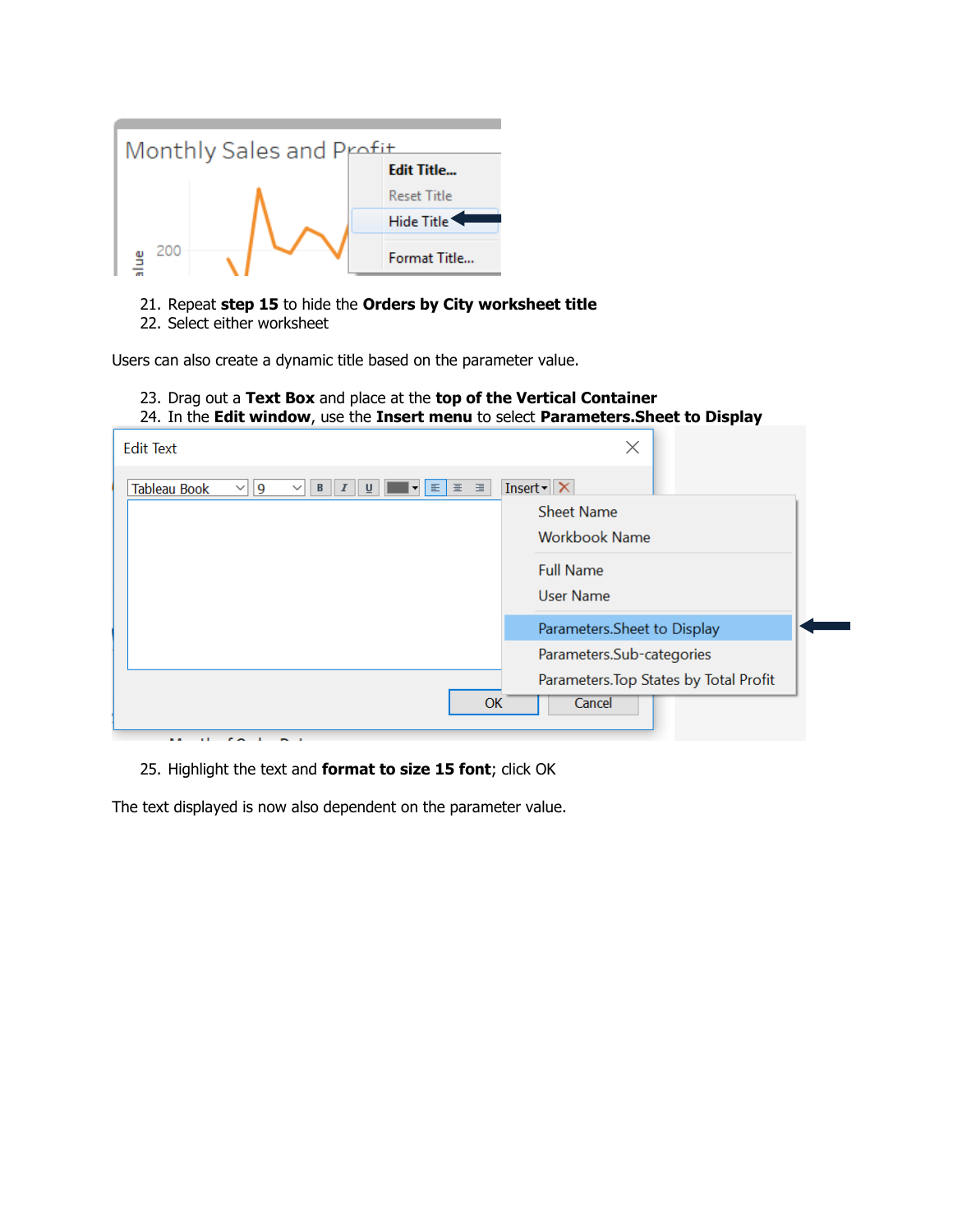21. Repeat **step 15** to hide the **Orders by City worksheet title**
22. Select either worksheet

Users can also create a dynamic title based on the parameter value.

23. Drag out a **Text Box** and place at the **top of the Vertical Container**
24. In the **Edit window**, use the **Insert menu** to select **Parameters.Sheet to Display**

25. Highlight the text and **format to size 15 font**; click OK

The text displayed is now also dependent on the parameter value.